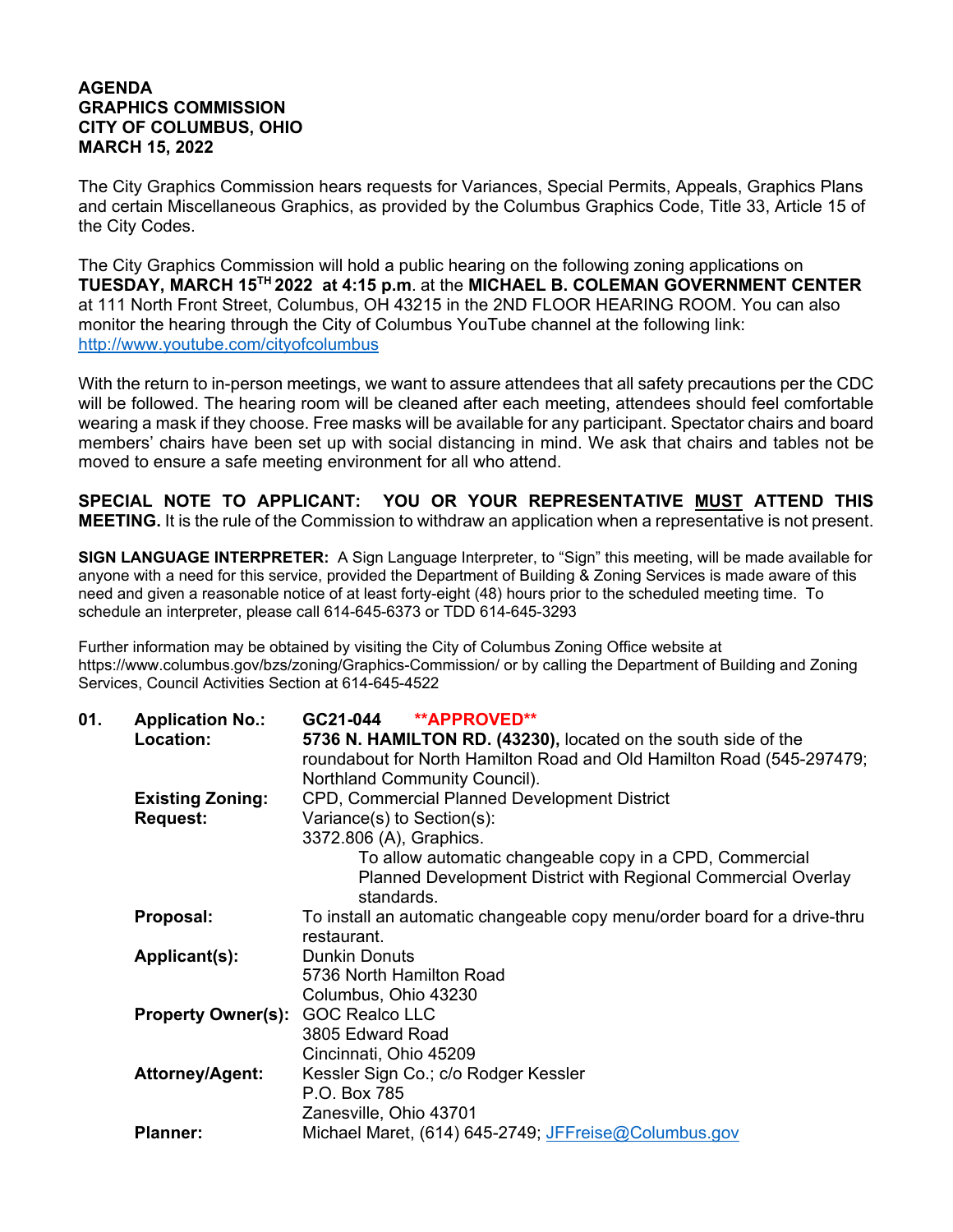**AGENDA**
**GRAPHICS COMMISSION**
**CITY OF COLUMBUS, OHIO**
**MARCH 15, 2022**

The City Graphics Commission hears requests for Variances, Special Permits, Appeals, Graphics Plans and certain Miscellaneous Graphics, as provided by the Columbus Graphics Code, Title 33, Article 15 of the City Codes.

The City Graphics Commission will hold a public hearing on the following zoning applications on **TUESDAY, MARCH 15TH 2022 at 4:15 p.m**. at the **MICHAEL B. COLEMAN GOVERNMENT CENTER** at 111 North Front Street, Columbus, OH 43215 in the 2ND FLOOR HEARING ROOM. You can also monitor the hearing through the City of Columbus YouTube channel at the following link: http://www.youtube.com/cityofcolumbus

With the return to in-person meetings, we want to assure attendees that all safety precautions per the CDC will be followed. The hearing room will be cleaned after each meeting, attendees should feel comfortable wearing a mask if they choose. Free masks will be available for any participant. Spectator chairs and board members' chairs have been set up with social distancing in mind. We ask that chairs and tables not be moved to ensure a safe meeting environment for all who attend.

**SPECIAL NOTE TO APPLICANT: YOU OR YOUR REPRESENTATIVE MUST ATTEND THIS MEETING.** It is the rule of the Commission to withdraw an application when a representative is not present.

**SIGN LANGUAGE INTERPRETER:** A Sign Language Interpreter, to "Sign" this meeting, will be made available for anyone with a need for this service, provided the Department of Building & Zoning Services is made aware of this need and given a reasonable notice of at least forty-eight (48) hours prior to the scheduled meeting time. To schedule an interpreter, please call 614-645-6373 or TDD 614-645-3293

Further information may be obtained by visiting the City of Columbus Zoning Office website at https://www.columbus.gov/bzs/zoning/Graphics-Commission/ or by calling the Department of Building and Zoning Services, Council Activities Section at 614-645-4522

**01. Application No.:** **GC21-044** **\*\*APPROVED\*\***

**Location:** **5736 N. HAMILTON RD. (43230),** located on the south side of the roundabout for North Hamilton Road and Old Hamilton Road (545-297479; Northland Community Council).

**Existing Zoning:** CPD, Commercial Planned Development District

**Request:** Variance(s) to Section(s):
3372.806 (A), Graphics.
To allow automatic changeable copy in a CPD, Commercial Planned Development District with Regional Commercial Overlay standards.

**Proposal:** To install an automatic changeable copy menu/order board for a drive-thru restaurant.

**Applicant(s):** Dunkin Donuts
5736 North Hamilton Road
Columbus, Ohio 43230

**Property Owner(s):** GOC Realco LLC
3805 Edward Road
Cincinnati, Ohio 45209

**Attorney/Agent:** Kessler Sign Co.; c/o Rodger Kessler
P.O. Box 785
Zanesville, Ohio 43701

**Planner:** Michael Maret, (614) 645-2749; JFFreise@Columbus.gov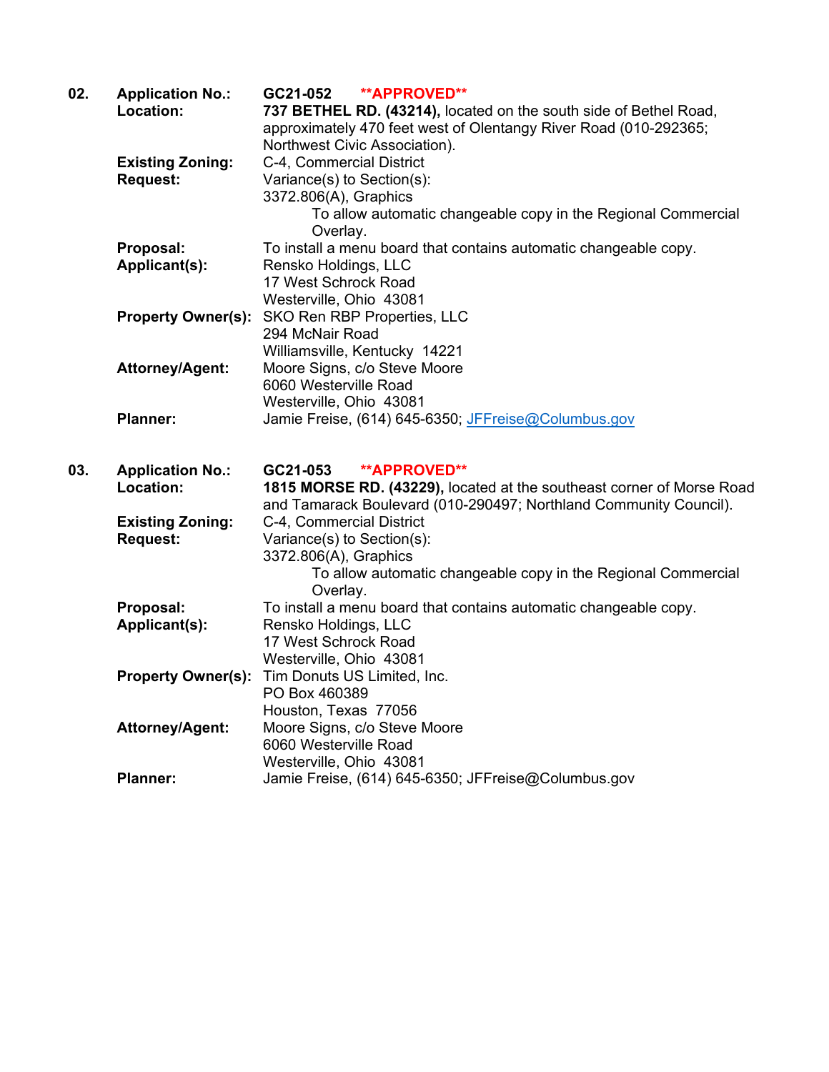**02.** **Application No.:** **GC21-052** **\*\*APPROVED\*\***

**Location:** **737 BETHEL RD. (43214),** located on the south side of Bethel Road, approximately 470 feet west of Olentangy River Road (010-292365; Northwest Civic Association).

**Existing Zoning:** C-4, Commercial District

**Request:** Variance(s) to Section(s):
3372.806(A), Graphics
To allow automatic changeable copy in the Regional Commercial Overlay.

**Proposal:** To install a menu board that contains automatic changeable copy.

**Applicant(s):** Rensko Holdings, LLC
17 West Schrock Road
Westerville, Ohio 43081

**Property Owner(s):** SKO Ren RBP Properties, LLC
294 McNair Road
Williamsville, Kentucky 14221

**Attorney/Agent:** Moore Signs, c/o Steve Moore
6060 Westerville Road
Westerville, Ohio 43081

**Planner:** Jamie Freise, (614) 645-6350; JFFreise@Columbus.gov

**03.** **Application No.:** **GC21-053** **\*\*APPROVED\*\***

**Location:** **1815 MORSE RD. (43229),** located at the southeast corner of Morse Road and Tamarack Boulevard (010-290497; Northland Community Council).

**Existing Zoning:** C-4, Commercial District

**Request:** Variance(s) to Section(s):
3372.806(A), Graphics
To allow automatic changeable copy in the Regional Commercial Overlay.

**Proposal:** To install a menu board that contains automatic changeable copy.

**Applicant(s):** Rensko Holdings, LLC
17 West Schrock Road
Westerville, Ohio 43081

**Property Owner(s):** Tim Donuts US Limited, Inc.
PO Box 460389
Houston, Texas 77056

**Attorney/Agent:** Moore Signs, c/o Steve Moore
6060 Westerville Road
Westerville, Ohio 43081

**Planner:** Jamie Freise, (614) 645-6350; JFFreise@Columbus.gov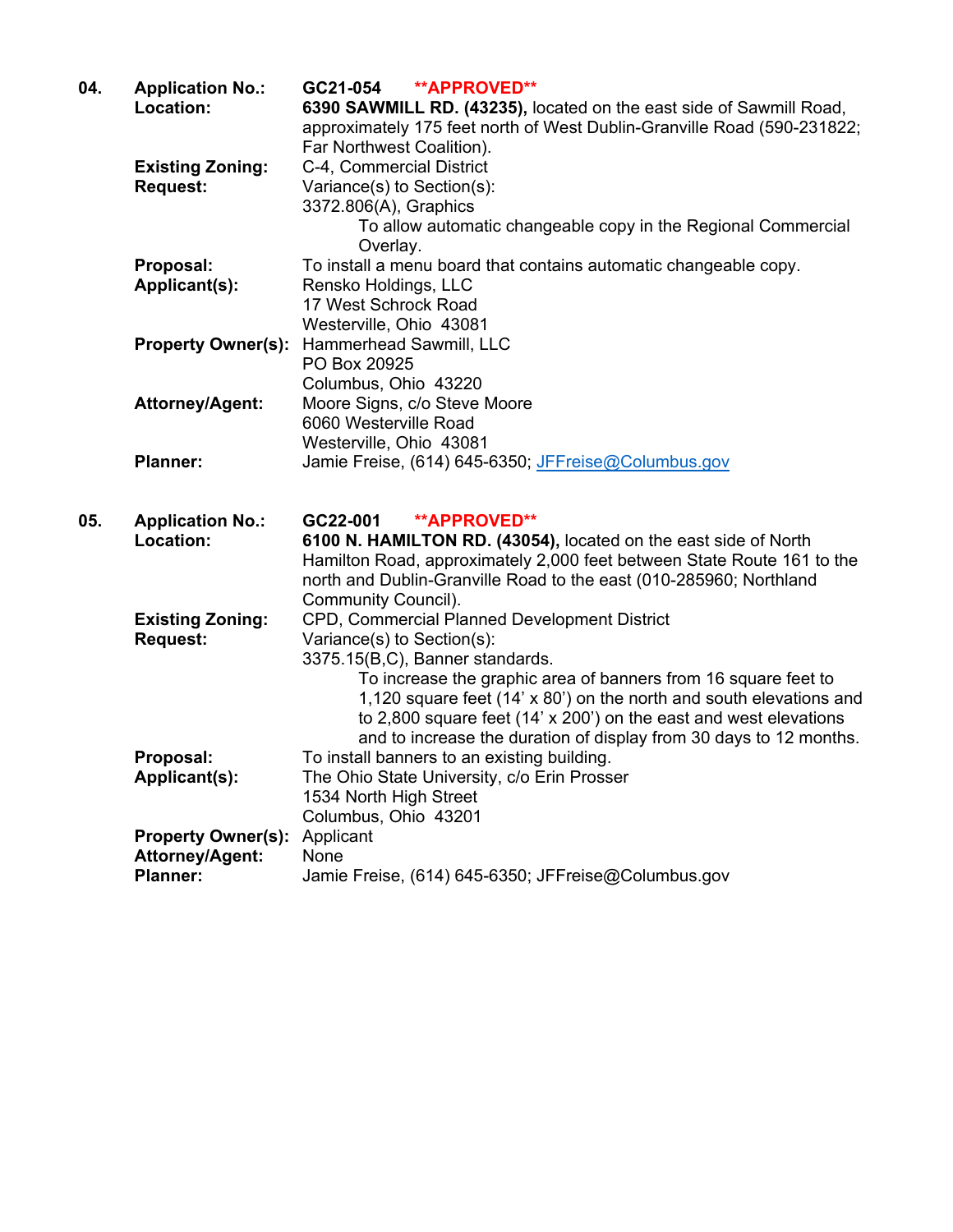**04.** **Application No.:** **GC21-054** **\*\*APPROVED\*\***

**Location:** **6390 SAWMILL RD. (43235),** located on the east side of Sawmill Road, approximately 175 feet north of West Dublin-Granville Road (590-231822; Far Northwest Coalition).

**Existing Zoning:** C-4, Commercial District

**Request:** Variance(s) to Section(s):
3372.806(A), Graphics
> To allow automatic changeable copy in the Regional Commercial Overlay.

**Proposal:** To install a menu board that contains automatic changeable copy.

**Applicant(s):** Rensko Holdings, LLC
17 West Schrock Road
Westerville, Ohio 43081

**Property Owner(s):** Hammerhead Sawmill, LLC
PO Box 20925
Columbus, Ohio 43220

**Attorney/Agent:** Moore Signs, c/o Steve Moore
6060 Westerville Road
Westerville, Ohio 43081

**Planner:** Jamie Freise, (614) 645-6350; JFFreise@Columbus.gov

**05.** **Application No.:** **GC22-001** **\*\*APPROVED\*\***

**Location:** **6100 N. HAMILTON RD. (43054),** located on the east side of North Hamilton Road, approximately 2,000 feet between State Route 161 to the north and Dublin-Granville Road to the east (010-285960; Northland Community Council).

**Existing Zoning:** CPD, Commercial Planned Development District

**Request:** Variance(s) to Section(s):
3375.15(B,C), Banner standards.
> To increase the graphic area of banners from 16 square feet to 1,120 square feet (14' x 80') on the north and south elevations and to 2,800 square feet (14' x 200') on the east and west elevations and to increase the duration of display from 30 days to 12 months.

**Proposal:** To install banners to an existing building.

**Applicant(s):** The Ohio State University, c/o Erin Prosser
1534 North High Street
Columbus, Ohio 43201

**Property Owner(s):** Applicant

**Attorney/Agent:** None

**Planner:** Jamie Freise, (614) 645-6350; JFFreise@Columbus.gov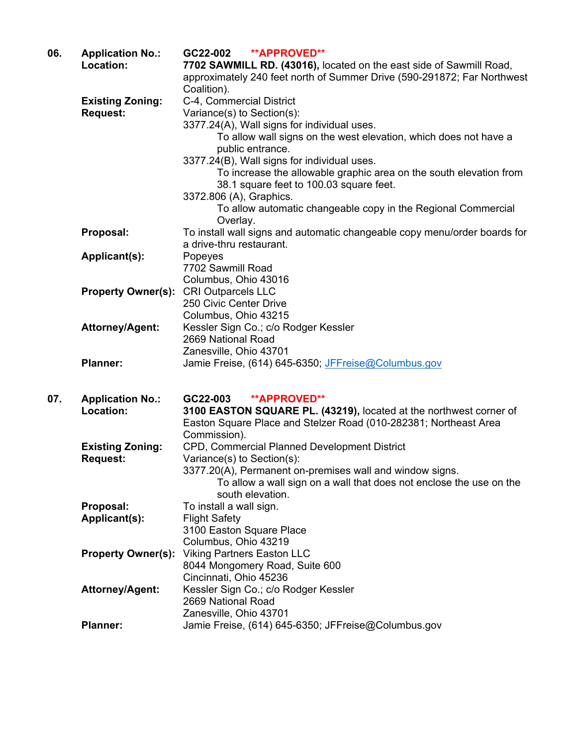**06.** **Application No.:** **GC22-002** **\*\*APPROVED\*\***

**Location:** **7702 SAWMILL RD. (43016),** located on the east side of Sawmill Road, approximately 240 feet north of Summer Drive (590-291872; Far Northwest Coalition).

**Existing Zoning:** C-4, Commercial District

**Request:** Variance(s) to Section(s):

3377.24(A), Wall signs for individual uses.

To allow wall signs on the west elevation, which does not have a public entrance.

3377.24(B), Wall signs for individual uses.

To increase the allowable graphic area on the south elevation from 38.1 square feet to 100.03 square feet.

3372.806 (A), Graphics.

To allow automatic changeable copy in the Regional Commercial Overlay.

**Proposal:** To install wall signs and automatic changeable copy menu/order boards for a drive-thru restaurant.

**Applicant(s):** Popeyes
7702 Sawmill Road
Columbus, Ohio 43016

**Property Owner(s):** CRI Outparcels LLC
250 Civic Center Drive
Columbus, Ohio 43215

**Attorney/Agent:** Kessler Sign Co.; c/o Rodger Kessler
2669 National Road
Zanesville, Ohio 43701

**Planner:** Jamie Freise, (614) 645-6350; JFFreise@Columbus.gov

**07.** **Application No.:** **GC22-003** **\*\*APPROVED\*\***

**Location:** **3100 EASTON SQUARE PL. (43219),** located at the northwest corner of Easton Square Place and Stelzer Road (010-282381; Northeast Area Commission).

**Existing Zoning:** CPD, Commercial Planned Development District

**Request:** Variance(s) to Section(s):

3377.20(A), Permanent on-premises wall and window signs.

To allow a wall sign on a wall that does not enclose the use on the south elevation.

**Proposal:** To install a wall sign.

**Applicant(s):** Flight Safety
3100 Easton Square Place
Columbus, Ohio 43219

**Property Owner(s):** Viking Partners Easton LLC
8044 Mongomery Road, Suite 600
Cincinnati, Ohio 45236

**Attorney/Agent:** Kessler Sign Co.; c/o Rodger Kessler
2669 National Road
Zanesville, Ohio 43701

**Planner:** Jamie Freise, (614) 645-6350; JFFreise@Columbus.gov